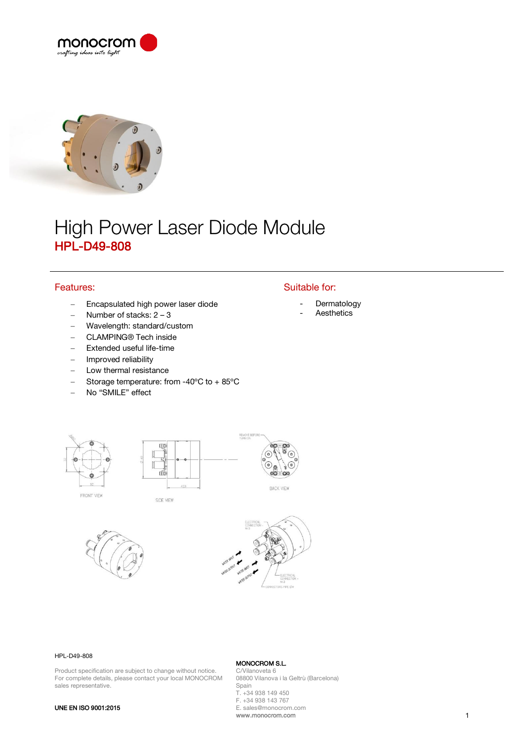# High Power Laser Diode Module

## HPL-D49-808

### Features:

- Encapsulated high power laser diode
- Number of stacks: 2 – 3
- Wavelength: standard/custom
- CLAMPING® Tech inside
- Extended useful life-time
- Improved reliability
- Low thermal resistance
- Storage temperature: from -40ºC to + 85ºC
- No “SMILE” effect

### Suitable for:

- Dermatology
- Aesthetics

HPL-D49-808

Product specification are subject to change without notice.
For complete details, please contact your local MONOCROM sales representative.

UNE EN ISO 9001:2015

**MONOCROM S.L.**
C/Vilanoveta 6
08800 Vilanova i la Geltrù (Barcelona)
Spain
T. +34 938 149 450
F. +34 938 143 767
E. sales@monocrom.com
www.monocrom.com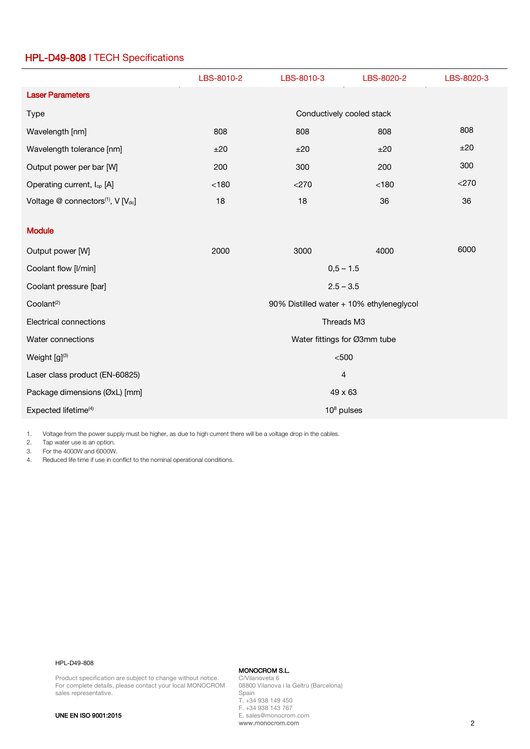## HPL-D49-808 I TECH Specifications

| | LBS-8010-2 | LBS-8010-3 | LBS-8020-2 | LBS-8020-3 |
|---|---|---|---|---|
| **Laser Parameters** | | | | |
| Type | Conductively cooled stack | | | |
| Wavelength [nm] | 808 | 808 | 808 | 808 |
| Wavelength tolerance [nm] | ±20 | ±20 | ±20 | ±20 |
| Output power per bar [W] | 200 | 300 | 200 | 300 |
| Operating current, $I_{op}$ [A] | <180 | <270 | <180 | <270 |
| Voltage @ connectors[1], V [$V_{dc}$] | 18 | 18 | 36 | 36 |
| **Module** | | | | |
| Output power [W] | 2000 | 3000 | 4000 | 6000 |
| Coolant flow [l/min] | 0,5 – 1.5 | | | |
| Coolant pressure [bar] | 2.5 – 3.5 | | | |
| Coolant[2] | 90% Distilled water + 10% ethyleneglycol | | | |
| Electrical connections | Threads M3 | | | |
| Water connections | Water fittings for Ø3mm tube | | | |
| Weight [g][3] | <500 | | | |
| Laser class product (EN-60825) | 4 | | | |
| Package dimensions (ØxL) [mm] | 49 x 63 | | | |
| Expected lifetime[4] | $10^8$ pulses | | | |

1. Voltage from the power supply must be higher, as due to high current there will be a voltage drop in the cables.
2. Tap water use is an option.
3. For the 4000W and 6000W.
4. Reduced life time if use in conflict to the nominal operational conditions.

HPL-D49-808

Product specification are subject to change without notice. For complete details, please contact your local MONOCROM sales representative.

UNE EN ISO 9001:2015

**MONOCROM S.L.**
C/Vilanoveta 6
08800 Vilanova i la Geltrù (Barcelona)
Spain
T. +34 938 149 450
F. +34 938 143 767
E. sales@monocrom.com
www.monocrom.com